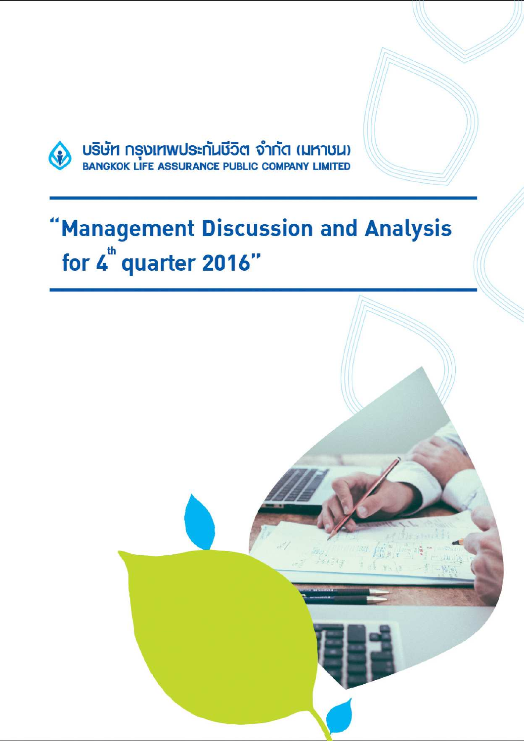บริษัท กรุงเทพประกันชีวิต จำกัด (มหาชน)

BANGKOK LIFE ASSURANCE PUBLIC COMPANY LIMITED

# "Management Discussion and Analysis for 4th quarter 2016"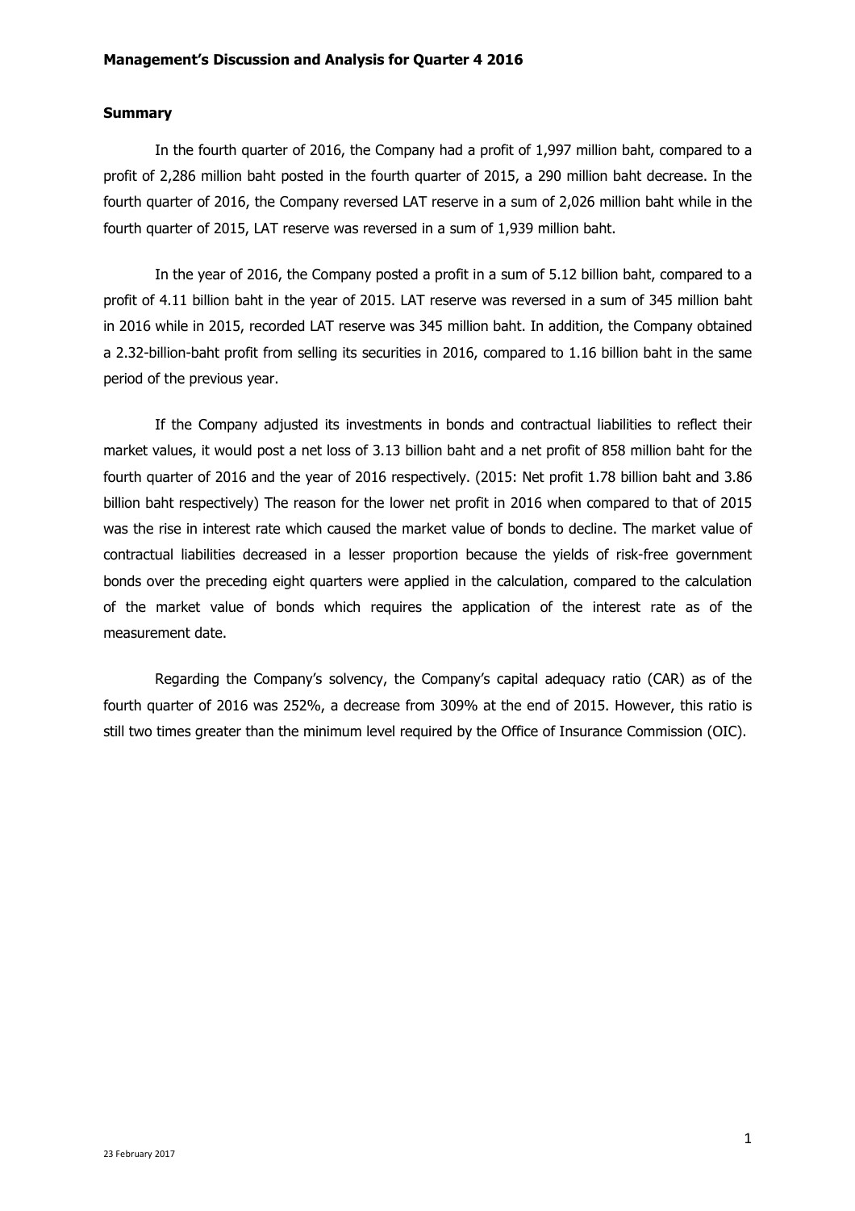**Management's Discussion and Analysis for Quarter 4 2016**

**Summary**

In the fourth quarter of 2016, the Company had a profit of 1,997 million baht, compared to a profit of 2,286 million baht posted in the fourth quarter of 2015, a 290 million baht decrease. In the fourth quarter of 2016, the Company reversed LAT reserve in a sum of 2,026 million baht while in the fourth quarter of 2015, LAT reserve was reversed in a sum of 1,939 million baht.

In the year of 2016, the Company posted a profit in a sum of 5.12 billion baht, compared to a profit of 4.11 billion baht in the year of 2015. LAT reserve was reversed in a sum of 345 million baht in 2016 while in 2015, recorded LAT reserve was 345 million baht. In addition, the Company obtained a 2.32-billion-baht profit from selling its securities in 2016, compared to 1.16 billion baht in the same period of the previous year.

If the Company adjusted its investments in bonds and contractual liabilities to reflect their market values, it would post a net loss of 3.13 billion baht and a net profit of 858 million baht for the fourth quarter of 2016 and the year of 2016 respectively. (2015: Net profit 1.78 billion baht and 3.86 billion baht respectively) The reason for the lower net profit in 2016 when compared to that of 2015 was the rise in interest rate which caused the market value of bonds to decline. The market value of contractual liabilities decreased in a lesser proportion because the yields of risk-free government bonds over the preceding eight quarters were applied in the calculation, compared to the calculation of the market value of bonds which requires the application of the interest rate as of the measurement date.

Regarding the Company's solvency, the Company's capital adequacy ratio (CAR) as of the fourth quarter of 2016 was 252%, a decrease from 309% at the end of 2015. However, this ratio is still two times greater than the minimum level required by the Office of Insurance Commission (OIC).

23 February 2017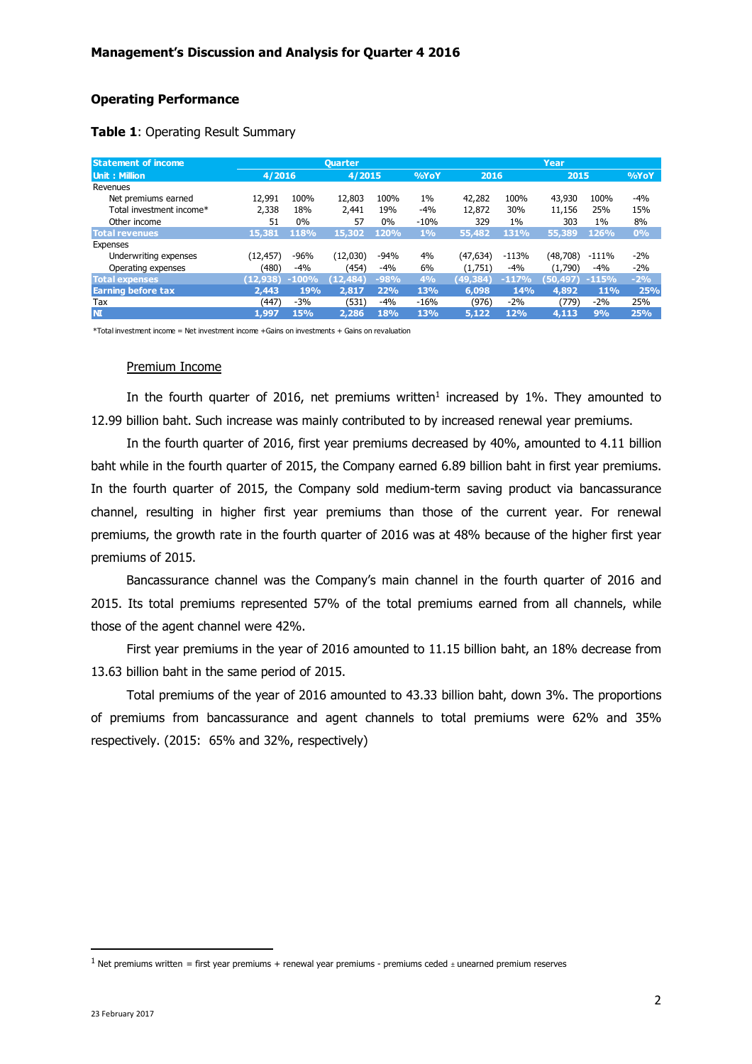**Management's Discussion and Analysis for Quarter 4 2016**

**Operating Performance**

**Table 1**: Operating Result Summary

| Statement of income | Quarter | | | | | Year | | | | |
|---|---|---|---|---|---|---|---|---|---|---|
| Unit : Million | 4/2016 | | 4/2015 | | %YoY | 2016 | | 2015 | | %YoY |
| Revenues | | | | | | | | | | |
| Net premiums earned | 12,991 | 100% | 12,803 | 100% | 1% | 42,282 | 100% | 43,930 | 100% | -4% |
| Total investment income* | 2,338 | 18% | 2,441 | 19% | -4% | 12,872 | 30% | 11,156 | 25% | 15% |
| Other income | 51 | 0% | 57 | 0% | -10% | 329 | 1% | 303 | 1% | 8% |
| **Total revenues** | **15,381** | **118%** | **15,302** | **120%** | **1%** | **55,482** | **131%** | **55,389** | **126%** | **0%** |
| Expenses | | | | | | | | | | |
| Underwriting expenses | (12,457) | -96% | (12,030) | -94% | 4% | (47,634) | -113% | (48,708) | -111% | -2% |
| Operating expenses | (480) | -4% | (454) | -4% | 6% | (1,751) | -4% | (1,790) | -4% | -2% |
| **Total expenses** | **(12,938)** | **-100%** | **(12,484)** | **-98%** | **4%** | **(49,384)** | **-117%** | **(50,497)** | **-115%** | **-2%** |
| **Earning before tax** | **2,443** | **19%** | **2,817** | **22%** | **13%** | **6,098** | **14%** | **4,892** | **11%** | **25%** |
| Tax | (447) | -3% | (531) | -4% | -16% | (976) | -2% | (779) | -2% | 25% |
| **NI** | **1,997** | **15%** | **2,286** | **18%** | **13%** | **5,122** | **12%** | **4,113** | **9%** | **25%** |

*Total investment income = Net investment income +Gains on investments + Gains on revaluation

Premium Income

In the fourth quarter of 2016, net premiums written[1] increased by 1%. They amounted to 12.99 billion baht. Such increase was mainly contributed to by increased renewal year premiums.

In the fourth quarter of 2016, first year premiums decreased by 40%, amounted to 4.11 billion baht while in the fourth quarter of 2015, the Company earned 6.89 billion baht in first year premiums. In the fourth quarter of 2015, the Company sold medium-term saving product via bancassurance channel, resulting in higher first year premiums than those of the current year. For renewal premiums, the growth rate in the fourth quarter of 2016 was at 48% because of the higher first year premiums of 2015.

Bancassurance channel was the Company's main channel in the fourth quarter of 2016 and 2015. Its total premiums represented 57% of the total premiums earned from all channels, while those of the agent channel were 42%.

First year premiums in the year of 2016 amounted to 11.15 billion baht, an 18% decrease from 13.63 billion baht in the same period of 2015.

Total premiums of the year of 2016 amounted to 43.33 billion baht, down 3%. The proportions of premiums from bancassurance and agent channels to total premiums were 62% and 35% respectively. (2015: 65% and 32%, respectively)

[1] Net premiums written = first year premiums + renewal year premiums - premiums ceded ± unearned premium reserves

23 February 2017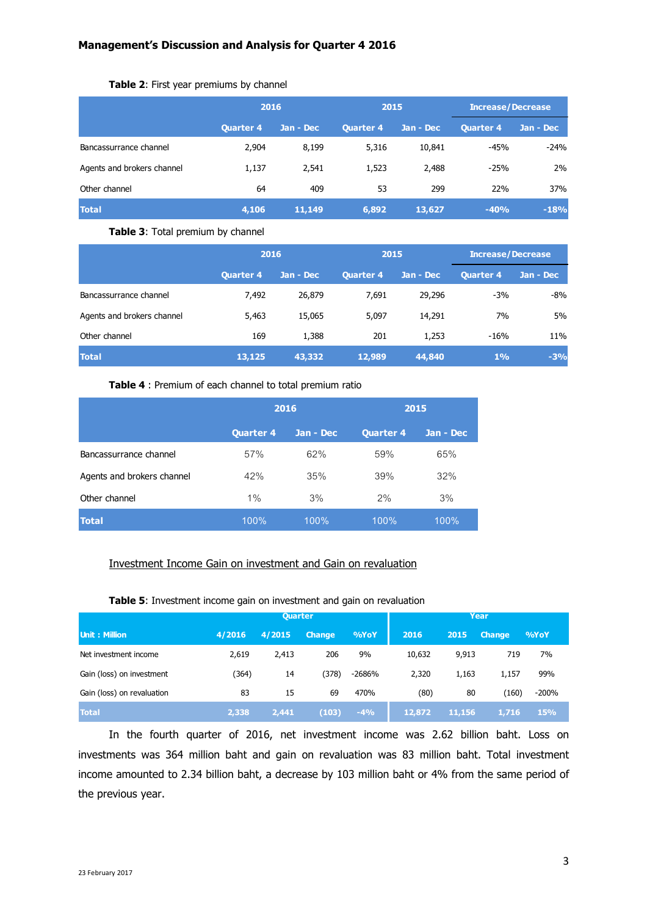**Table 2**: First year premiums by channel

| | 2016 | | 2015 | | Increase/Decrease | |
|---|---|---|---|---|---|---|
| | Quarter 4 | Jan - Dec | Quarter 4 | Jan - Dec | Quarter 4 | Jan - Dec |
| Bancassurrance channel | 2,904 | 8,199 | 5,316 | 10,841 | -45% | -24% |
| Agents and brokers channel | 1,137 | 2,541 | 1,523 | 2,488 | -25% | 2% |
| Other channel | 64 | 409 | 53 | 299 | 22% | 37% |
| **Total** | **4,106** | **11,149** | **6,892** | **13,627** | **-40%** | **-18%** |

**Table 3**: Total premium by channel

| | 2016 | | 2015 | | Increase/Decrease | |
|---|---|---|---|---|---|---|
| | Quarter 4 | Jan - Dec | Quarter 4 | Jan - Dec | Quarter 4 | Jan - Dec |
| Bancassurrance channel | 7,492 | 26,879 | 7,691 | 29,296 | -3% | -8% |
| Agents and brokers channel | 5,463 | 15,065 | 5,097 | 14,291 | 7% | 5% |
| Other channel | 169 | 1,388 | 201 | 1,253 | -16% | 11% |
| **Total** | **13,125** | **43,332** | **12,989** | **44,840** | **1%** | **-3%** |

**Table 4** : Premium of each channel to total premium ratio

| | 2016 | | 2015 | |
|---|---|---|---|---|
| | Quarter 4 | Jan - Dec | Quarter 4 | Jan - Dec |
| Bancassurrance channel | 57% | 62% | 59% | 65% |
| Agents and brokers channel | 42% | 35% | 39% | 32% |
| Other channel | 1% | 3% | 2% | 3% |
| **Total** | 100% | 100% | 100% | 100% |

Investment Income Gain on investment and Gain on revaluation

**Table 5**: Investment income gain on investment and gain on revaluation

| | Quarter | | | | Year | | | |
|---|---|---|---|---|---|---|---|---|
| Unit : Million | 4/2016 | 4/2015 | Change | %YoY | 2016 | 2015 | Change | %YoY |
| Net investment income | 2,619 | 2,413 | 206 | 9% | 10,632 | 9,913 | 719 | 7% |
| Gain (loss) on investment | (364) | 14 | (378) | -2686% | 2,320 | 1,163 | 1,157 | 99% |
| Gain (loss) on revaluation | 83 | 15 | 69 | 470% | (80) | 80 | (160) | -200% |
| **Total** | **2,338** | **2,441** | **(103)** | **-4%** | **12,872** | **11,156** | **1,716** | **15%** |

In the fourth quarter of 2016, net investment income was 2.62 billion baht. Loss on investments was 364 million baht and gain on revaluation was 83 million baht. Total investment income amounted to 2.34 billion baht, a decrease by 103 million baht or 4% from the same period of the previous year.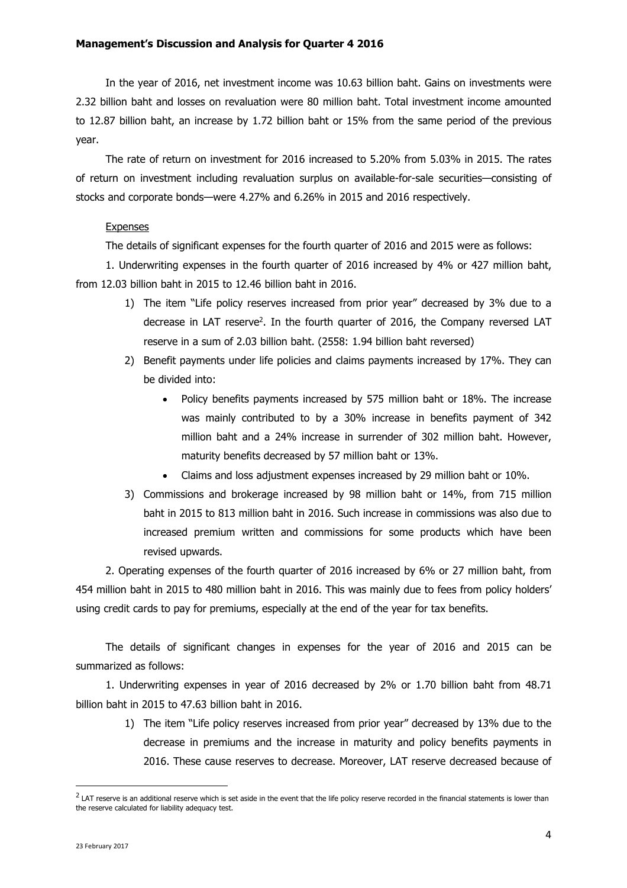In the year of 2016, net investment income was 10.63 billion baht. Gains on investments were 2.32 billion baht and losses on revaluation were 80 million baht. Total investment income amounted to 12.87 billion baht, an increase by 1.72 billion baht or 15% from the same period of the previous year.

The rate of return on investment for 2016 increased to 5.20% from 5.03% in 2015. The rates of return on investment including revaluation surplus on available-for-sale securities—consisting of stocks and corporate bonds—were 4.27% and 6.26% in 2015 and 2016 respectively.

Expenses

The details of significant expenses for the fourth quarter of 2016 and 2015 were as follows:

1. Underwriting expenses in the fourth quarter of 2016 increased by 4% or 427 million baht, from 12.03 billion baht in 2015 to 12.46 billion baht in 2016.

    1) The item "Life policy reserves increased from prior year" decreased by 3% due to a decrease in LAT reserve[2]. In the fourth quarter of 2016, the Company reversed LAT reserve in a sum of 2.03 billion baht. (2558: 1.94 billion baht reversed)
    2) Benefit payments under life policies and claims payments increased by 17%. They can be divided into:
        - Policy benefits payments increased by 575 million baht or 18%. The increase was mainly contributed to by a 30% increase in benefits payment of 342 million baht and a 24% increase in surrender of 302 million baht. However, maturity benefits decreased by 57 million baht or 13%.
        - Claims and loss adjustment expenses increased by 29 million baht or 10%.
    3) Commissions and brokerage increased by 98 million baht or 14%, from 715 million baht in 2015 to 813 million baht in 2016. Such increase in commissions was also due to increased premium written and commissions for some products which have been revised upwards.

2. Operating expenses of the fourth quarter of 2016 increased by 6% or 27 million baht, from 454 million baht in 2015 to 480 million baht in 2016. This was mainly due to fees from policy holders' using credit cards to pay for premiums, especially at the end of the year for tax benefits.

The details of significant changes in expenses for the year of 2016 and 2015 can be summarized as follows:

1. Underwriting expenses in year of 2016 decreased by 2% or 1.70 billion baht from 48.71 billion baht in 2015 to 47.63 billion baht in 2016.

    1) The item "Life policy reserves increased from prior year" decreased by 13% due to the decrease in premiums and the increase in maturity and policy benefits payments in 2016. These cause reserves to decrease. Moreover, LAT reserve decreased because of

[2] LAT reserve is an additional reserve which is set aside in the event that the life policy reserve recorded in the financial statements is lower than the reserve calculated for liability adequacy test.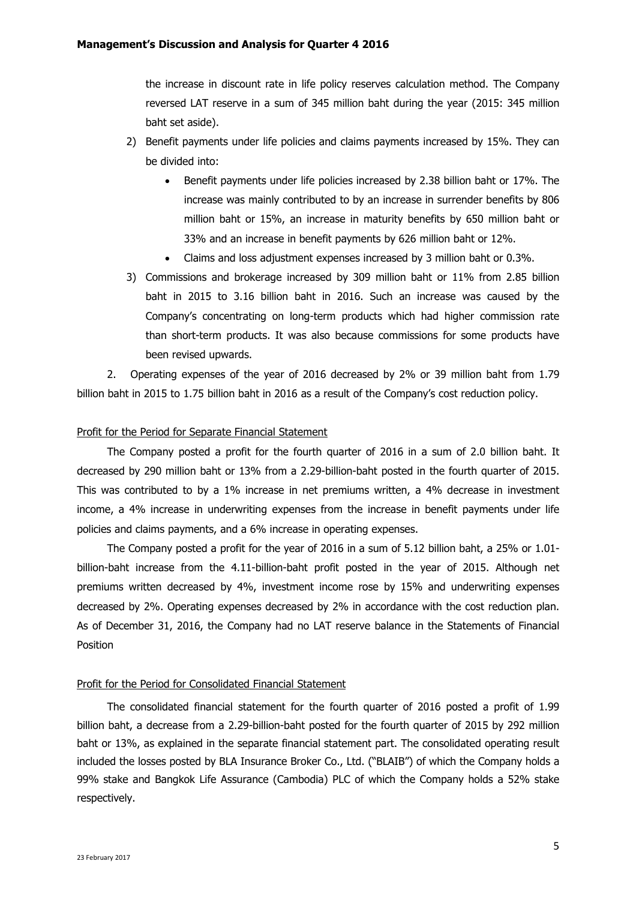the increase in discount rate in life policy reserves calculation method. The Company reversed LAT reserve in a sum of 345 million baht during the year (2015: 345 million baht set aside).

2) Benefit payments under life policies and claims payments increased by 15%. They can be divided into:
   - Benefit payments under life policies increased by 2.38 billion baht or 17%. The increase was mainly contributed to by an increase in surrender benefits by 806 million baht or 15%, an increase in maturity benefits by 650 million baht or 33% and an increase in benefit payments by 626 million baht or 12%.
   - Claims and loss adjustment expenses increased by 3 million baht or 0.3%.

3) Commissions and brokerage increased by 309 million baht or 11% from 2.85 billion baht in 2015 to 3.16 billion baht in 2016. Such an increase was caused by the Company's concentrating on long-term products which had higher commission rate than short-term products. It was also because commissions for some products have been revised upwards.

2. Operating expenses of the year of 2016 decreased by 2% or 39 million baht from 1.79 billion baht in 2015 to 1.75 billion baht in 2016 as a result of the Company's cost reduction policy.

Profit for the Period for Separate Financial Statement

The Company posted a profit for the fourth quarter of 2016 in a sum of 2.0 billion baht. It decreased by 290 million baht or 13% from a 2.29-billion-baht posted in the fourth quarter of 2015. This was contributed to by a 1% increase in net premiums written, a 4% decrease in investment income, a 4% increase in underwriting expenses from the increase in benefit payments under life policies and claims payments, and a 6% increase in operating expenses.

The Company posted a profit for the year of 2016 in a sum of 5.12 billion baht, a 25% or 1.01-billion-baht increase from the 4.11-billion-baht profit posted in the year of 2015. Although net premiums written decreased by 4%, investment income rose by 15% and underwriting expenses decreased by 2%. Operating expenses decreased by 2% in accordance with the cost reduction plan. As of December 31, 2016, the Company had no LAT reserve balance in the Statements of Financial Position

Profit for the Period for Consolidated Financial Statement

The consolidated financial statement for the fourth quarter of 2016 posted a profit of 1.99 billion baht, a decrease from a 2.29-billion-baht posted for the fourth quarter of 2015 by 292 million baht or 13%, as explained in the separate financial statement part. The consolidated operating result included the losses posted by BLA Insurance Broker Co., Ltd. ("BLAIB") of which the Company holds a 99% stake and Bangkok Life Assurance (Cambodia) PLC of which the Company holds a 52% stake respectively.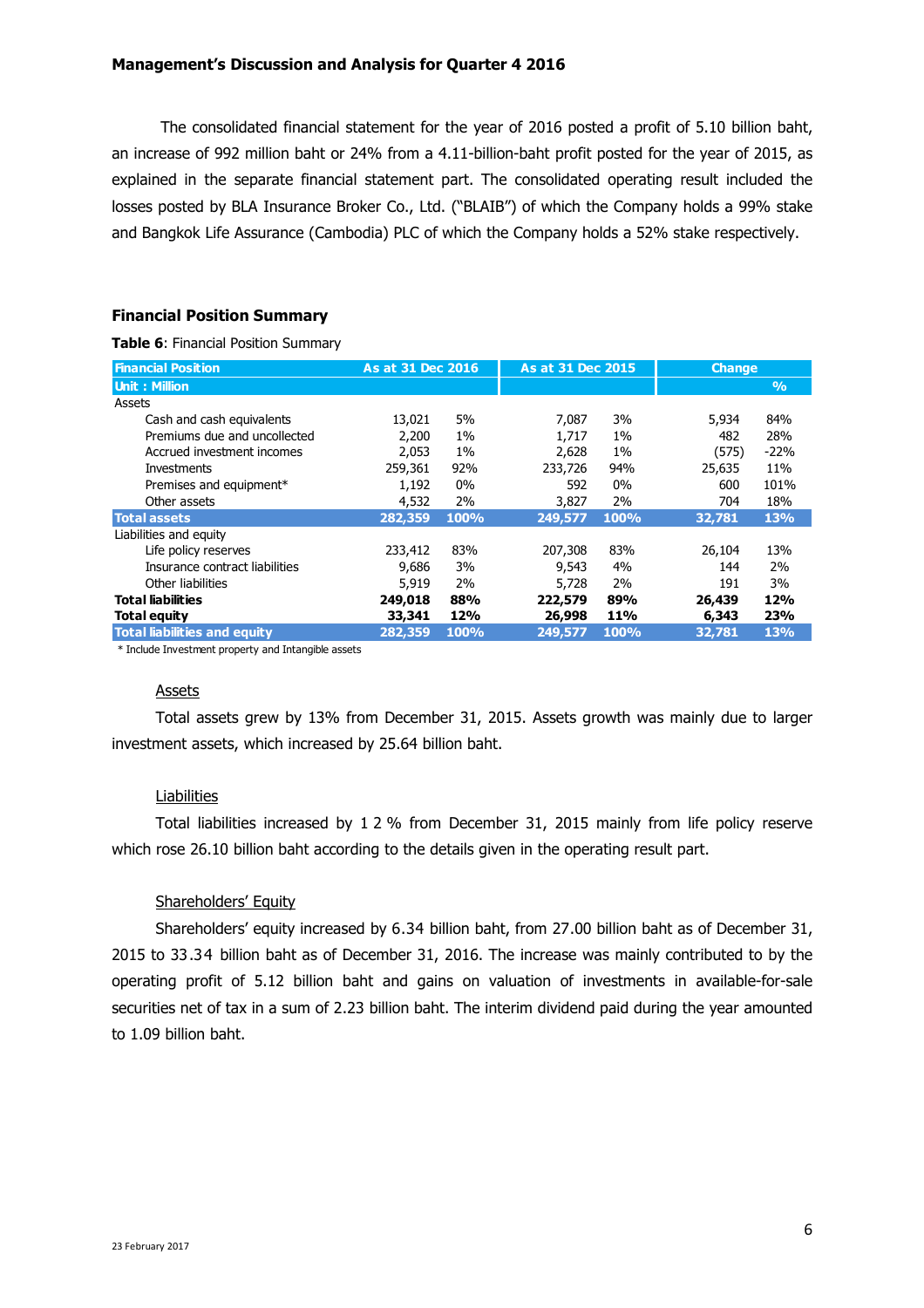**Management's Discussion and Analysis for Quarter 4 2016**

The consolidated financial statement for the year of 2016 posted a profit of 5.10 billion baht, an increase of 992 million baht or 24% from a 4.11-billion-baht profit posted for the year of 2015, as explained in the separate financial statement part. The consolidated operating result included the losses posted by BLA Insurance Broker Co., Ltd. ("BLAIB") of which the Company holds a 99% stake and Bangkok Life Assurance (Cambodia) PLC of which the Company holds a 52% stake respectively.

## Financial Position Summary

**Table 6**: Financial Position Summary

| Financial Position | As at 31 Dec 2016 | | As at 31 Dec 2015 | | Change | |
|---|---|---|---|---|---|---|
| Unit : Million | | | | | | % |
| Assets | | | | | | |
| Cash and cash equivalents | 13,021 | 5% | 7,087 | 3% | 5,934 | 84% |
| Premiums due and uncollected | 2,200 | 1% | 1,717 | 1% | 482 | 28% |
| Accrued investment incomes | 2,053 | 1% | 2,628 | 1% | (575) | -22% |
| Investments | 259,361 | 92% | 233,726 | 94% | 25,635 | 11% |
| Premises and equipment* | 1,192 | 0% | 592 | 0% | 600 | 101% |
| Other assets | 4,532 | 2% | 3,827 | 2% | 704 | 18% |
| **Total assets** | **282,359** | **100%** | **249,577** | **100%** | **32,781** | **13%** |
| Liabilities and equity | | | | | | |
| Life policy reserves | 233,412 | 83% | 207,308 | 83% | 26,104 | 13% |
| Insurance contract liabilities | 9,686 | 3% | 9,543 | 4% | 144 | 2% |
| Other liabilities | 5,919 | 2% | 5,728 | 2% | 191 | 3% |
| **Total liabilities** | **249,018** | **88%** | **222,579** | **89%** | **26,439** | **12%** |
| **Total equity** | **33,341** | **12%** | **26,998** | **11%** | **6,343** | **23%** |
| **Total liabilities and equity** | **282,359** | **100%** | **249,577** | **100%** | **32,781** | **13%** |

\* Include Investment property and Intangible assets

### Assets

Total assets grew by 13% from December 31, 2015. Assets growth was mainly due to larger investment assets, which increased by 25.64 billion baht.

### Liabilities

Total liabilities increased by 12% from December 31, 2015 mainly from life policy reserve which rose 26.10 billion baht according to the details given in the operating result part.

### Shareholders' Equity

Shareholders' equity increased by 6.34 billion baht, from 27.00 billion baht as of December 31, 2015 to 33.34 billion baht as of December 31, 2016. The increase was mainly contributed to by the operating profit of 5.12 billion baht and gains on valuation of investments in available-for-sale securities net of tax in a sum of 2.23 billion baht. The interim dividend paid during the year amounted to 1.09 billion baht.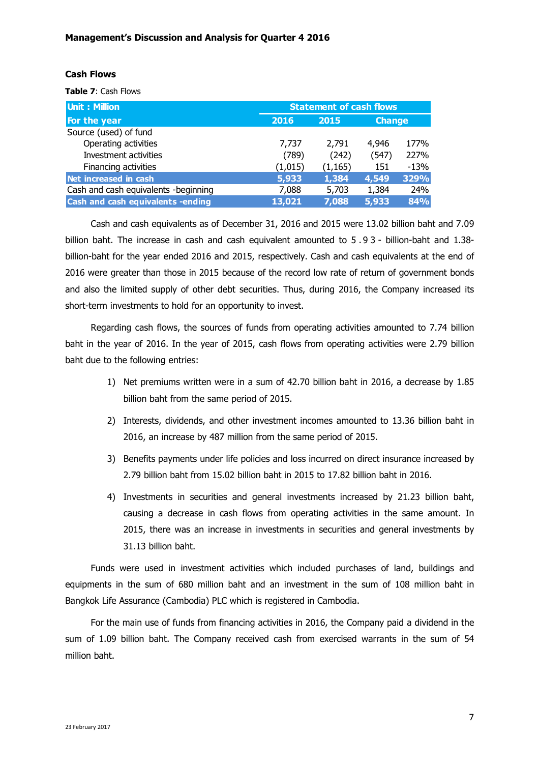**Management's Discussion and Analysis for Quarter 4 2016**

### Cash Flows

**Table 7**: Cash Flows

| Unit : Million | Statement of cash flows | | | |
|---|---|---|---|---|
| For the year | 2016 | 2015 | Change | |
| Source (used) of fund | | | | |
| Operating activities | 7,737 | 2,791 | 4,946 | 177% |
| Investment activities | (789) | (242) | (547) | 227% |
| Financing activities | (1,015) | (1,165) | 151 | -13% |
| **Net increased in cash** | **5,933** | **1,384** | **4,549** | **329%** |
| Cash and cash equivalents -beginning | 7,088 | 5,703 | 1,384 | 24% |
| **Cash and cash equivalents -ending** | **13,021** | **7,088** | **5,933** | **84%** |

Cash and cash equivalents as of December 31, 2016 and 2015 were 13.02 billion baht and 7.09 billion baht. The increase in cash and cash equivalent amounted to 5 . 9 3 - billion-baht and 1.38-billion-baht for the year ended 2016 and 2015, respectively. Cash and cash equivalents at the end of 2016 were greater than those in 2015 because of the record low rate of return of government bonds and also the limited supply of other debt securities. Thus, during 2016, the Company increased its short-term investments to hold for an opportunity to invest.

Regarding cash flows, the sources of funds from operating activities amounted to 7.74 billion baht in the year of 2016. In the year of 2015, cash flows from operating activities were 2.79 billion baht due to the following entries:

1) Net premiums written were in a sum of 42.70 billion baht in 2016, a decrease by 1.85 billion baht from the same period of 2015.
2) Interests, dividends, and other investment incomes amounted to 13.36 billion baht in 2016, an increase by 487 million from the same period of 2015.
3) Benefits payments under life policies and loss incurred on direct insurance increased by 2.79 billion baht from 15.02 billion baht in 2015 to 17.82 billion baht in 2016.
4) Investments in securities and general investments increased by 21.23 billion baht, causing a decrease in cash flows from operating activities in the same amount. In 2015, there was an increase in investments in securities and general investments by 31.13 billion baht.

Funds were used in investment activities which included purchases of land, buildings and equipments in the sum of 680 million baht and an investment in the sum of 108 million baht in Bangkok Life Assurance (Cambodia) PLC which is registered in Cambodia.

For the main use of funds from financing activities in 2016, the Company paid a dividend in the sum of 1.09 billion baht. The Company received cash from exercised warrants in the sum of 54 million baht.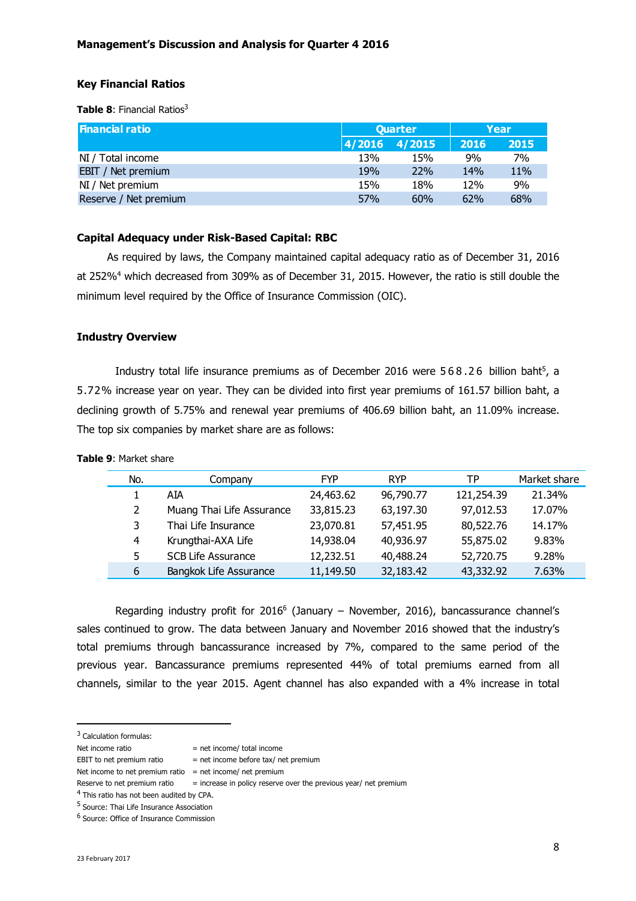## Management's Discussion and Analysis for Quarter 4 2016

### Key Financial Ratios

**Table 8**: Financial Ratios[3]

| Financial ratio | Quarter | | Year | |
|---|---|---|---|---|
| | 4/2016 | 4/2015 | 2016 | 2015 |
| NI / Total income | 13% | 15% | 9% | 7% |
| EBIT / Net premium | 19% | 22% | 14% | 11% |
| NI / Net premium | 15% | 18% | 12% | 9% |
| Reserve / Net premium | 57% | 60% | 62% | 68% |

### Capital Adequacy under Risk-Based Capital: RBC

As required by laws, the Company maintained capital adequacy ratio as of December 31, 2016 at 252%[4] which decreased from 309% as of December 31, 2015. However, the ratio is still double the minimum level required by the Office of Insurance Commission (OIC).

### Industry Overview

Industry total life insurance premiums as of December 2016 were 568.26 billion baht[5], a 5.72% increase year on year. They can be divided into first year premiums of 161.57 billion baht, a declining growth of 5.75% and renewal year premiums of 406.69 billion baht, an 11.09% increase. The top six companies by market share are as follows:

**Table 9**: Market share

| No. | Company | FYP | RYP | TP | Market share |
|---|---|---|---|---|---|
| 1 | AIA | 24,463.62 | 96,790.77 | 121,254.39 | 21.34% |
| 2 | Muang Thai Life Assurance | 33,815.23 | 63,197.30 | 97,012.53 | 17.07% |
| 3 | Thai Life Insurance | 23,070.81 | 57,451.95 | 80,522.76 | 14.17% |
| 4 | Krungthai-AXA Life | 14,938.04 | 40,936.97 | 55,875.02 | 9.83% |
| 5 | SCB Life Assurance | 12,232.51 | 40,488.24 | 52,720.75 | 9.28% |
| 6 | Bangkok Life Assurance | 11,149.50 | 32,183.42 | 43,332.92 | 7.63% |

Regarding industry profit for 2016[6] (January – November, 2016), bancassurance channel's sales continued to grow. The data between January and November 2016 showed that the industry's total premiums through bancassurance increased by 7%, compared to the same period of the previous year. Bancassurance premiums represented 44% of total premiums earned from all channels, similar to the year 2015. Agent channel has also expanded with a 4% increase in total

---

[3] Calculation formulas:

| | |
|---|---|
| Net income ratio | = net income/ total income |
| EBIT to net premium ratio | = net income before tax/ net premium |
| Net income to net premium ratio | = net income/ net premium |
| Reserve to net premium ratio | = increase in policy reserve over the previous year/ net premium |

[4] This ratio has not been audited by CPA.

[5] Source: Thai Life Insurance Association

[6] Source: Office of Insurance Commission

23 February 2017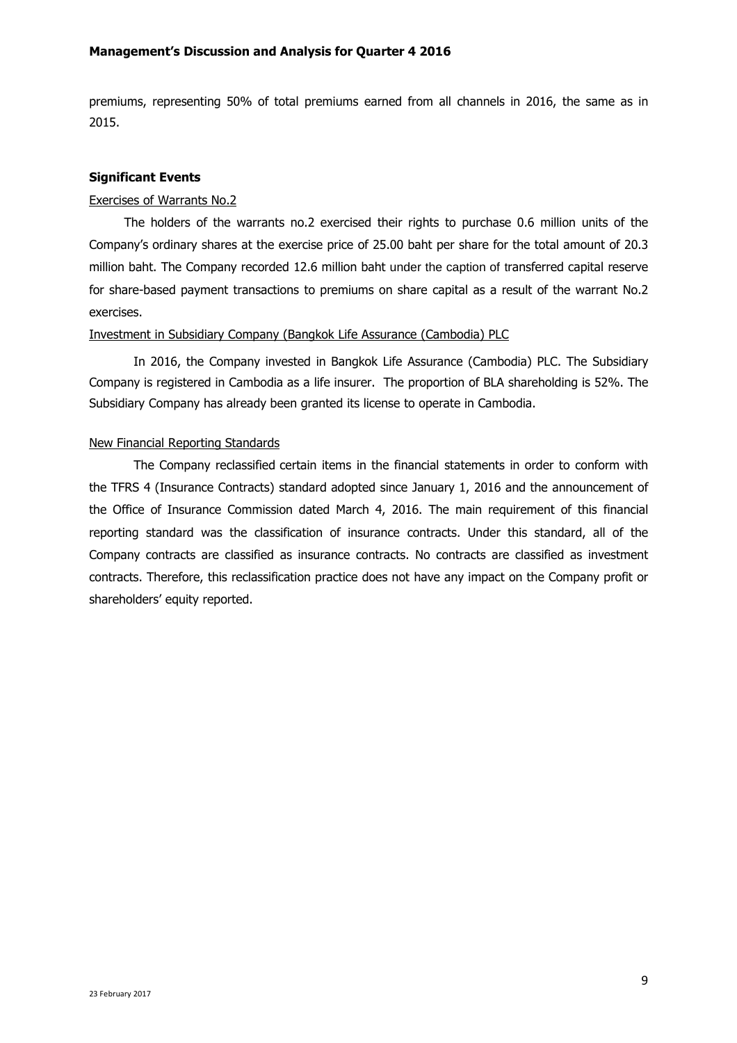premiums, representing 50% of total premiums earned from all channels in 2016, the same as in 2015.

**Significant Events**

Exercises of Warrants No.2

The holders of the warrants no.2 exercised their rights to purchase 0.6 million units of the Company's ordinary shares at the exercise price of 25.00 baht per share for the total amount of 20.3 million baht. The Company recorded 12.6 million baht under the caption of transferred capital reserve for share-based payment transactions to premiums on share capital as a result of the warrant No.2 exercises.

Investment in Subsidiary Company (Bangkok Life Assurance (Cambodia) PLC

In 2016, the Company invested in Bangkok Life Assurance (Cambodia) PLC. The Subsidiary Company is registered in Cambodia as a life insurer. The proportion of BLA shareholding is 52%. The Subsidiary Company has already been granted its license to operate in Cambodia.

New Financial Reporting Standards

The Company reclassified certain items in the financial statements in order to conform with the TFRS 4 (Insurance Contracts) standard adopted since January 1, 2016 and the announcement of the Office of Insurance Commission dated March 4, 2016. The main requirement of this financial reporting standard was the classification of insurance contracts. Under this standard, all of the Company contracts are classified as insurance contracts. No contracts are classified as investment contracts. Therefore, this reclassification practice does not have any impact on the Company profit or shareholders' equity reported.